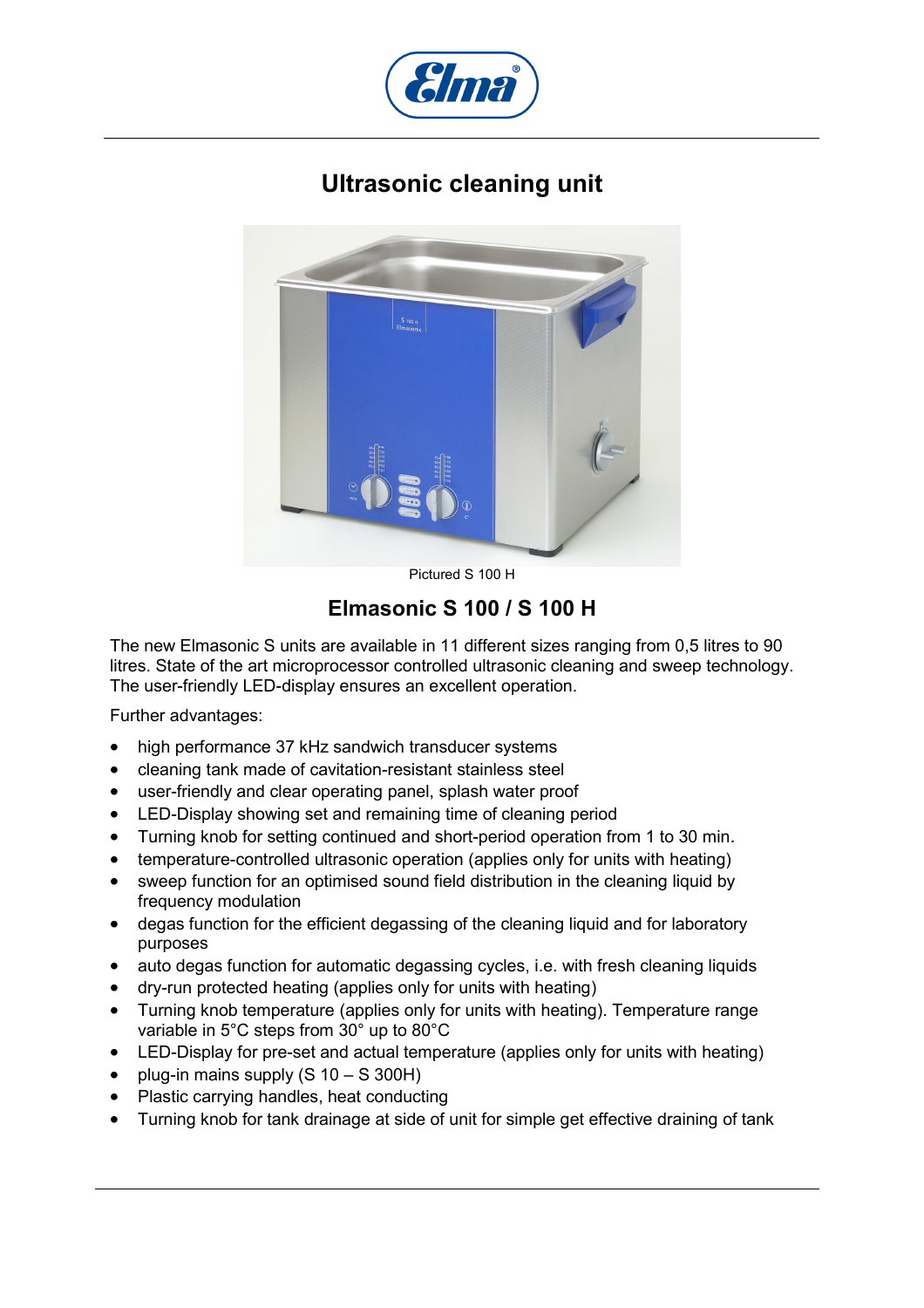# Ultrasonic cleaning unit

Pictured S 100 H

## Elmasonic S 100 / S 100 H

The new Elmasonic S units are available in 11 different sizes ranging from 0,5 litres to 90 litres. State of the art microprocessor controlled ultrasonic cleaning and sweep technology. The user-friendly LED-display ensures an excellent operation.

Further advantages:

- high performance 37 kHz sandwich transducer systems
- cleaning tank made of cavitation-resistant stainless steel
- user-friendly and clear operating panel, splash water proof
- LED-Display showing set and remaining time of cleaning period
- Turning knob for setting continued and short-period operation from 1 to 30 min.
- temperature-controlled ultrasonic operation (applies only for units with heating)
- sweep function for an optimised sound field distribution in the cleaning liquid by frequency modulation
- degas function for the efficient degassing of the cleaning liquid and for laboratory purposes
- auto degas function for automatic degassing cycles, i.e. with fresh cleaning liquids
- dry-run protected heating (applies only for units with heating)
- Turning knob temperature (applies only for units with heating). Temperature range variable in 5°C steps from 30° up to 80°C
- LED-Display for pre-set and actual temperature (applies only for units with heating)
- plug-in mains supply (S 10 – S 300H)
- Plastic carrying handles, heat conducting
- Turning knob for tank drainage at side of unit for simple get effective draining of tank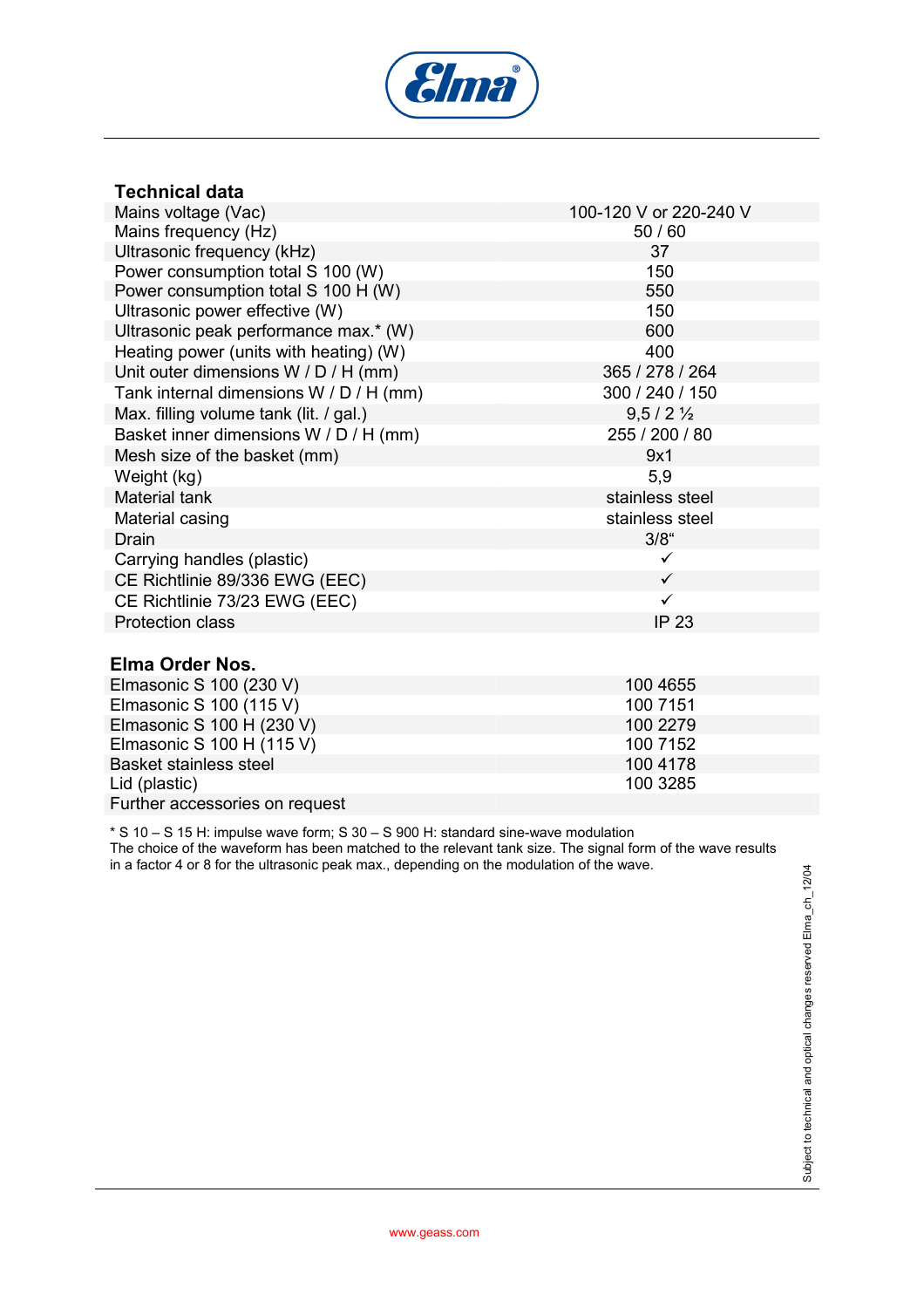## Technical data

| | |
|---|---|
| Mains voltage (Vac) | 100-120 V or 220-240 V |
| Mains frequency (Hz) | 50 / 60 |
| Ultrasonic frequency (kHz) | 37 |
| Power consumption total S 100 (W) | 150 |
| Power consumption total S 100 H (W) | 550 |
| Ultrasonic power effective (W) | 150 |
| Ultrasonic peak performance max.* (W) | 600 |
| Heating power (units with heating) (W) | 400 |
| Unit outer dimensions W / D / H (mm) | 365 / 278 / 264 |
| Tank internal dimensions W / D / H (mm) | 300 / 240 / 150 |
| Max. filling volume tank (lit. / gal.) | 9,5 / 2 ½ |
| Basket inner dimensions W / D / H (mm) | 255 / 200 / 80 |
| Mesh size of the basket (mm) | 9x1 |
| Weight (kg) | 5,9 |
| Material tank | stainless steel |
| Material casing | stainless steel |
| Drain | 3/8“ |
| Carrying handles (plastic) | ✓ |
| CE Richtlinie 89/336 EWG (EEC) | ✓ |
| CE Richtlinie 73/23 EWG (EEC) | ✓ |
| Protection class | IP 23 |

## Elma Order Nos.

| | |
|---|---|
| Elmasonic S 100 (230 V) | 100 4655 |
| Elmasonic S 100 (115 V) | 100 7151 |
| Elmasonic S 100 H (230 V) | 100 2279 |
| Elmasonic S 100 H (115 V) | 100 7152 |
| Basket stainless steel | 100 4178 |
| Lid (plastic) | 100 3285 |
| Further accessories on request | |

* S 10 – S 15 H: impulse wave form; S 30 – S 900 H: standard sine-wave modulation
The choice of the waveform has been matched to the relevant tank size. The signal form of the wave results in a factor 4 or 8 for the ultrasonic peak max., depending on the modulation of the wave.

Subject to technical and optical changes reserved Elma_ch_12/04